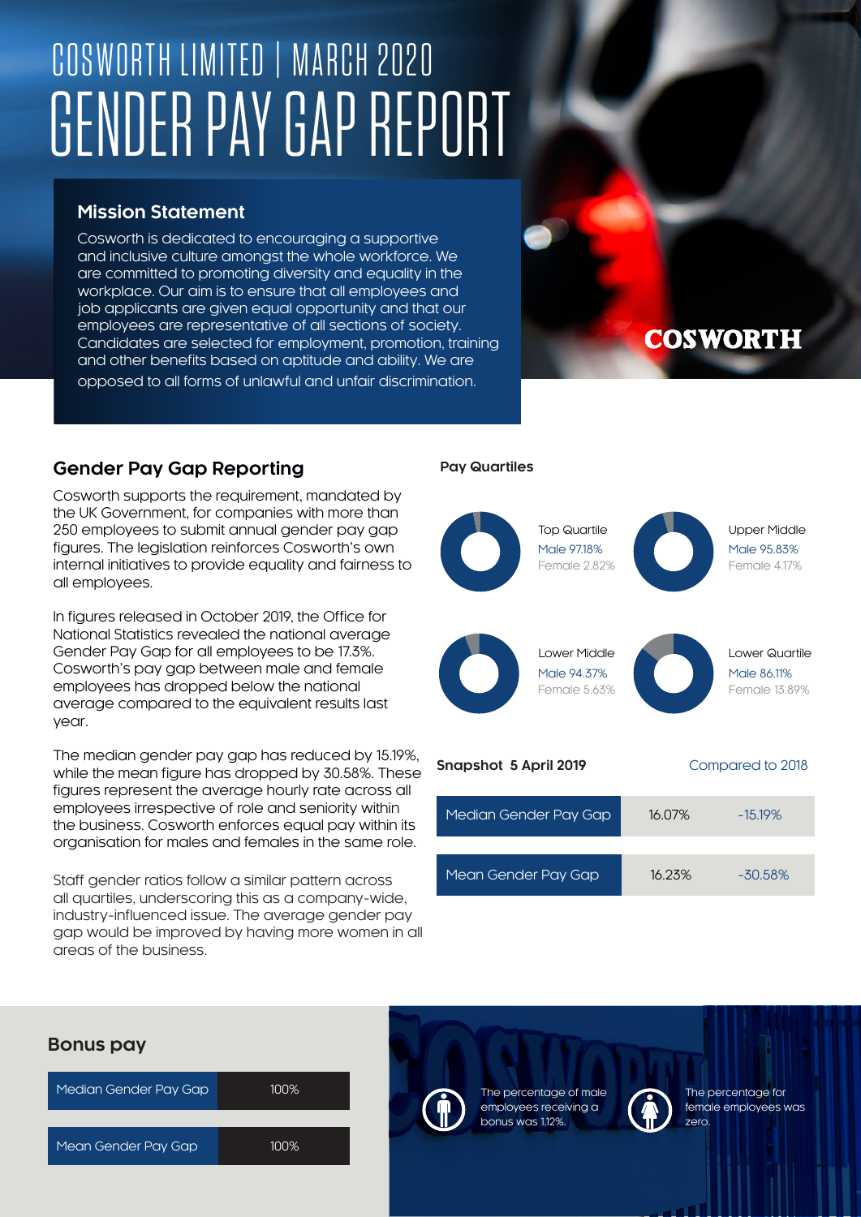# COSWORTH LIMITED | MARCH 2020

# GENDER PAY GAP REPORT

## Mission Statement

Cosworth is dedicated to encouraging a supportive and inclusive culture amongst the whole workforce. We are committed to promoting diversity and equality in the workplace. Our aim is to ensure that all employees and job applicants are given equal opportunity and that our employees are representative of all sections of society. Candidates are selected for employment, promotion, training and other benefits based on aptitude and ability. We are opposed to all forms of unlawful and unfair discrimination.

COSWORTH

## Gender Pay Gap Reporting

Cosworth supports the requirement, mandated by the UK Government, for companies with more than 250 employees to submit annual gender pay gap figures. The legislation reinforces Cosworth's own internal initiatives to provide equality and fairness to all employees.

In figures released in October 2019, the Office for National Statistics revealed the national average Gender Pay Gap for all employees to be 17.3%. Cosworth's pay gap between male and female employees has dropped below the national average compared to the equivalent results last year.

The median gender pay gap has reduced by 15.19%, while the mean figure has dropped by 30.58%. These figures represent the average hourly rate across all employees irrespective of role and seniority within the business. Cosworth enforces equal pay within its organisation for males and females in the same role.

Staff gender ratios follow a similar pattern across all quartiles, underscoring this as a company-wide, industry-influenced issue. The average gender pay gap would be improved by having more women in all areas of the business.

### Pay Quartiles

| Quartile | Male | Female |
|---|---|---|
| Top Quartile | 97.18% | 2.82% |
| Upper Middle | 95.83% | 4.17% |
| Lower Middle | 94.37% | 5.63% |
| Lower Quartile | 86.11% | 13.89% |

| Snapshot 5 April 2019 | | Compared to 2018 |
|---|---|---|
| Median Gender Pay Gap | 16.07% | -15.19% |
| Mean Gender Pay Gap | 16.23% | -30.58% |

## Bonus pay

| | |
|---|---|
| Median Gender Pay Gap | 100% |
| Mean Gender Pay Gap | 100% |

The percentage of male employees receiving a bonus was 1.12%.

The percentage for female employees was zero.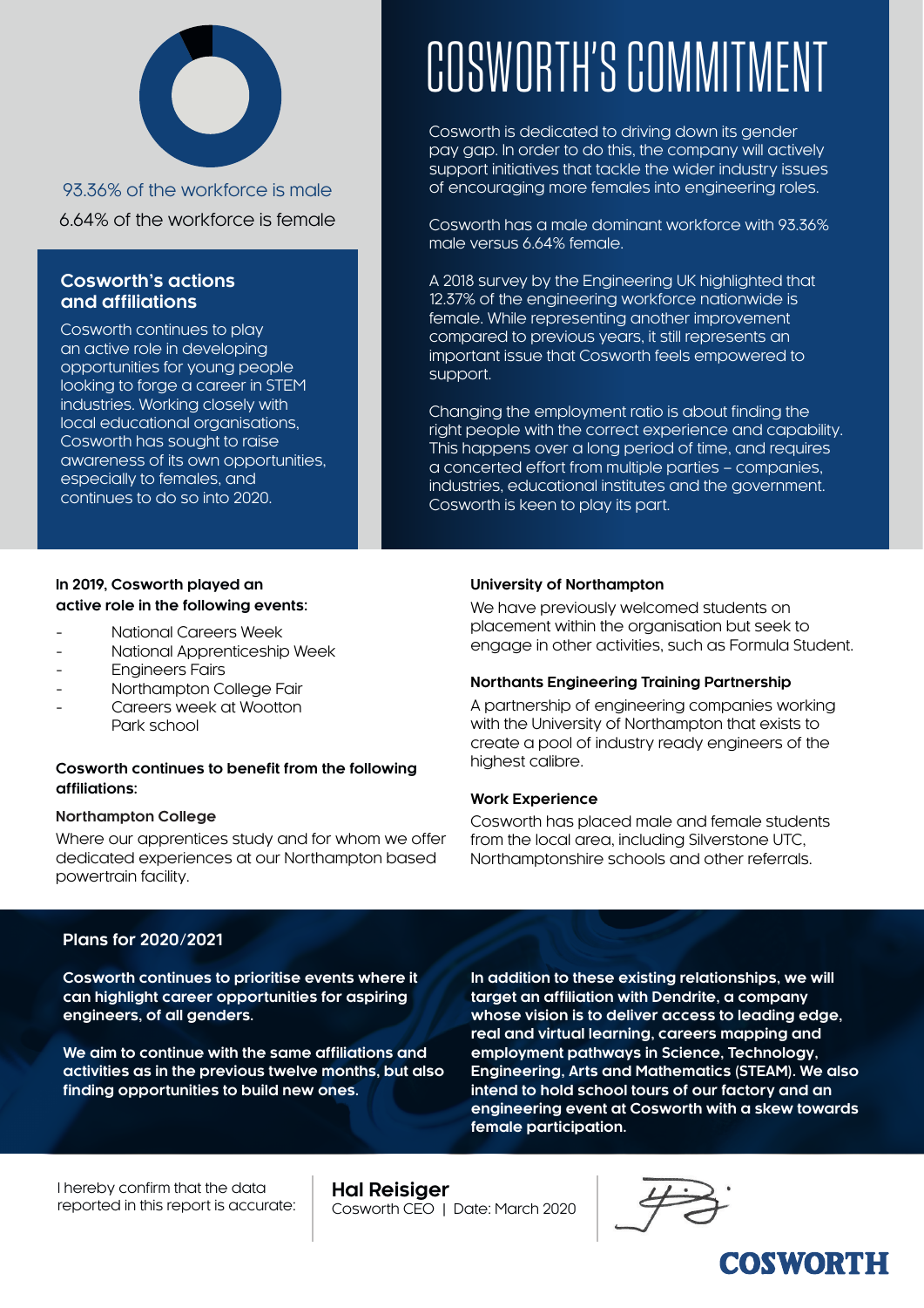93.36% of the workforce is male

6.64% of the workforce is female

## Cosworth's actions and affiliations

Cosworth continues to play an active role in developing opportunities for young people looking to forge a career in STEM industries. Working closely with local educational organisations, Cosworth has sought to raise awareness of its own opportunities, especially to females, and continues to do so into 2020.

# COSWORTH'S COMMITMENT

Cosworth is dedicated to driving down its gender pay gap. In order to do this, the company will actively support initiatives that tackle the wider industry issues of encouraging more females into engineering roles.

Cosworth has a male dominant workforce with 93.36% male versus 6.64% female.

A 2018 survey by the Engineering UK highlighted that 12.37% of the engineering workforce nationwide is female. While representing another improvement compared to previous years, it still represents an important issue that Cosworth feels empowered to support.

Changing the employment ratio is about finding the right people with the correct experience and capability. This happens over a long period of time, and requires a concerted effort from multiple parties – companies, industries, educational institutes and the government. Cosworth is keen to play its part.

**In 2019, Cosworth played an active role in the following events:**

- National Careers Week
- National Apprenticeship Week
- Engineers Fairs
- Northampton College Fair
- Careers week at Wootton Park school

**Cosworth continues to benefit from the following affiliations:**

**Northampton College**

Where our apprentices study and for whom we offer dedicated experiences at our Northampton based powertrain facility.

**University of Northampton**

We have previously welcomed students on placement within the organisation but seek to engage in other activities, such as Formula Student.

**Northants Engineering Training Partnership**

A partnership of engineering companies working with the University of Northampton that exists to create a pool of industry ready engineers of the highest calibre.

**Work Experience**

Cosworth has placed male and female students from the local area, including Silverstone UTC, Northamptonshire schools and other referrals.

## Plans for 2020/2021

**Cosworth continues to prioritise events where it can highlight career opportunities for aspiring engineers, of all genders.**

**We aim to continue with the same affiliations and activities as in the previous twelve months, but also finding opportunities to build new ones.**

**In addition to these existing relationships, we will target an affiliation with Dendrite, a company whose vision is to deliver access to leading edge, real and virtual learning, careers mapping and employment pathways in Science, Technology, Engineering, Arts and Mathematics (STEAM). We also intend to hold school tours of our factory and an engineering event at Cosworth with a skew towards female participation.**

I hereby confirm that the data reported in this report is accurate:

**Hal Reisiger**
Cosworth CEO | Date: March 2020

COSWORTH